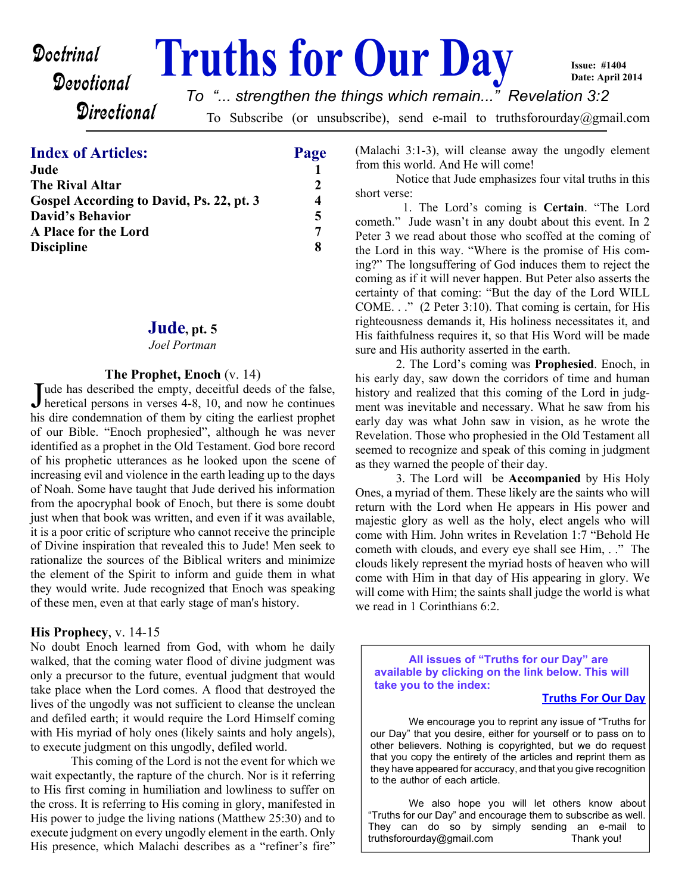# Truths for Our Day

Doctrinal
Devotional
Directional

Issue: #1404
Date: April 2014

To "... strengthen the things which remain..." Revelation 3:2

To Subscribe (or unsubscribe), send e-mail to truthsforourday@gmail.com

## Index of Articles:

| Article | Page |
|---|---|
| Jude | 1 |
| The Rival Altar | 2 |
| Gospel According to David, Ps. 22, pt. 3 | 4 |
| David's Behavior | 5 |
| A Place for the Lord | 7 |
| Discipline | 8 |

## Jude, pt. 5

*Joel Portman*

### The Prophet, Enoch (v. 14)

Jude has described the empty, deceitful deeds of the false, heretical persons in verses 4-8, 10, and now he continues his dire condemnation of them by citing the earliest prophet of our Bible. "Enoch prophesied", although he was never identified as a prophet in the Old Testament. God bore record of his prophetic utterances as he looked upon the scene of increasing evil and violence in the earth leading up to the days of Noah. Some have taught that Jude derived his information from the apocryphal book of Enoch, but there is some doubt just when that book was written, and even if it was available, it is a poor critic of scripture who cannot receive the principle of Divine inspiration that revealed this to Jude! Men seek to rationalize the sources of the Biblical writers and minimize the element of the Spirit to inform and guide them in what they would write. Jude recognized that Enoch was speaking of these men, even at that early stage of man's history.

### His Prophecy, v. 14-15

No doubt Enoch learned from God, with whom he daily walked, that the coming water flood of divine judgment was only a precursor to the future, eventual judgment that would take place when the Lord comes. A flood that destroyed the lives of the ungodly was not sufficient to cleanse the unclean and defiled earth; it would require the Lord Himself coming with His myriad of holy ones (likely saints and holy angels), to execute judgment on this ungodly, defiled world.

This coming of the Lord is not the event for which we wait expectantly, the rapture of the church. Nor is it referring to His first coming in humiliation and lowliness to suffer on the cross. It is referring to His coming in glory, manifested in His power to judge the living nations (Matthew 25:30) and to execute judgment on every ungodly element in the earth. Only His presence, which Malachi describes as a "refiner's fire" (Malachi 3:1-3), will cleanse away the ungodly element from this world. And He will come!

Notice that Jude emphasizes four vital truths in this short verse:

1. The Lord's coming is **Certain**. "The Lord cometh." Jude wasn't in any doubt about this event. In 2 Peter 3 we read about those who scoffed at the coming of the Lord in this way. "Where is the promise of His coming?" The longsuffering of God induces them to reject the coming as if it will never happen. But Peter also asserts the certainty of that coming: "But the day of the Lord WILL COME. . ." (2 Peter 3:10). That coming is certain, for His righteousness demands it, His holiness necessitates it, and His faithfulness requires it, so that His Word will be made sure and His authority asserted in the earth.

2. The Lord's coming was **Prophesied**. Enoch, in his early day, saw down the corridors of time and human history and realized that this coming of the Lord in judgment was inevitable and necessary. What he saw from his early day was what John saw in vision, as he wrote the Revelation. Those who prophesied in the Old Testament all seemed to recognize and speak of this coming in judgment as they warned the people of their day.

3. The Lord will be **Accompanied** by His Holy Ones, a myriad of them. These likely are the saints who will return with the Lord when He appears in His power and majestic glory as well as the holy, elect angels who will come with Him. John writes in Revelation 1:7 "Behold He cometh with clouds, and every eye shall see Him, . ." The clouds likely represent the myriad hosts of heaven who will come with Him in that day of His appearing in glory. We will come with Him; the saints shall judge the world is what we read in 1 Corinthians 6:2.

---

**All issues of "Truths for our Day" are available by clicking on the link below. This will take you to the index:**

**Truths For Our Day**

We encourage you to reprint any issue of "Truths for our Day" that you desire, either for yourself or to pass on to other believers. Nothing is copyrighted, but we do request that you copy the entirety of the articles and reprint them as they have appeared for accuracy, and that you give recognition to the author of each article.

We also hope you will let others know about "Truths for our Day" and encourage them to subscribe as well. They can do so by simply sending an e-mail to truthsforourday@gmail.com Thank you!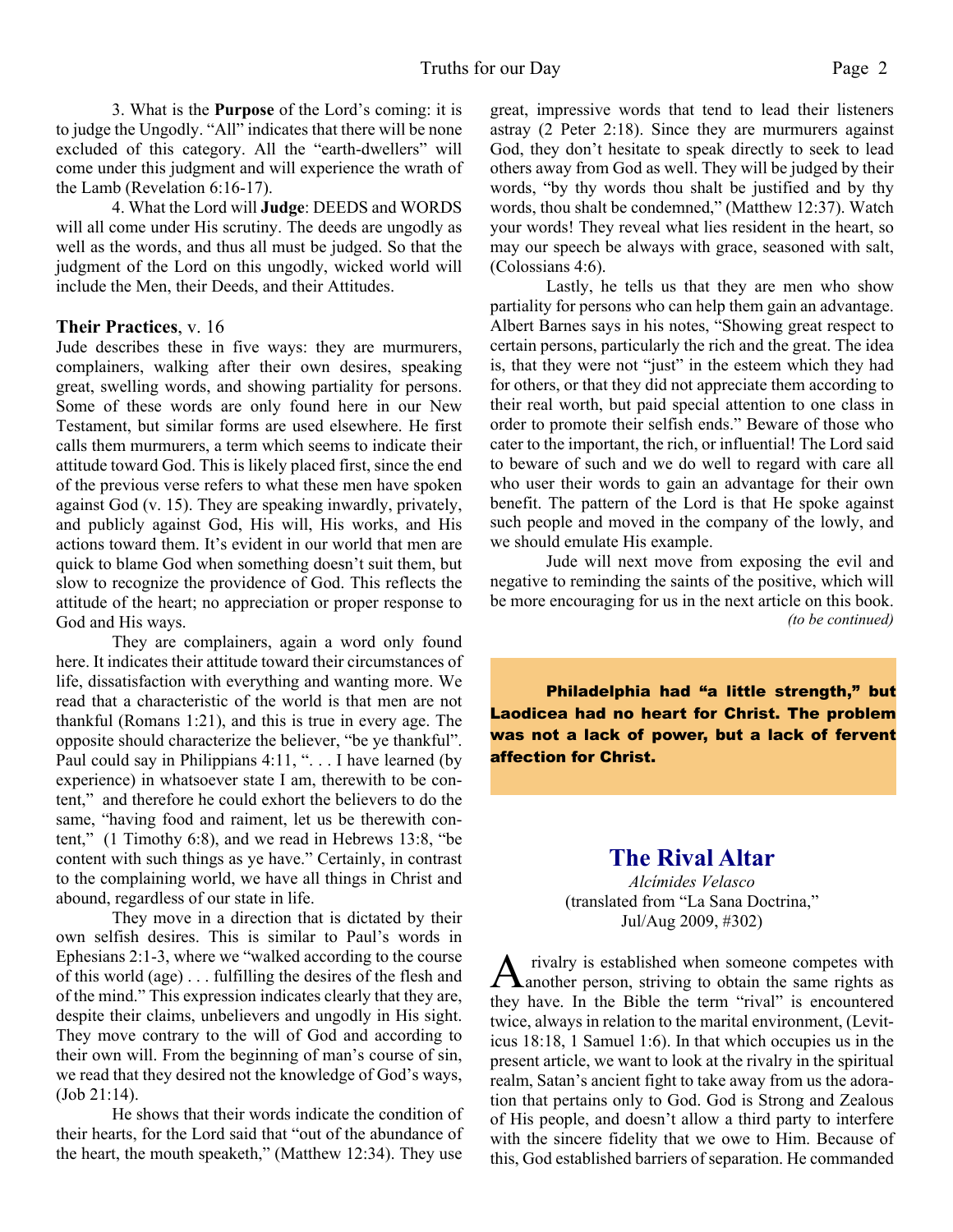3. What is the **Purpose** of the Lord's coming: it is to judge the Ungodly. "All" indicates that there will be none excluded of this category. All the "earth-dwellers" will come under this judgment and will experience the wrath of the Lamb (Revelation 6:16-17).

4. What the Lord will **Judge**: DEEDS and WORDS will all come under His scrutiny. The deeds are ungodly as well as the words, and thus all must be judged. So that the judgment of the Lord on this ungodly, wicked world will include the Men, their Deeds, and their Attitudes.

**Their Practices**, v. 16

Jude describes these in five ways: they are murmurers, complainers, walking after their own desires, speaking great, swelling words, and showing partiality for persons. Some of these words are only found here in our New Testament, but similar forms are used elsewhere. He first calls them murmurers, a term which seems to indicate their attitude toward God. This is likely placed first, since the end of the previous verse refers to what these men have spoken against God (v. 15). They are speaking inwardly, privately, and publicly against God, His will, His works, and His actions toward them. It's evident in our world that men are quick to blame God when something doesn't suit them, but slow to recognize the providence of God. This reflects the attitude of the heart; no appreciation or proper response to God and His ways.

They are complainers, again a word only found here. It indicates their attitude toward their circumstances of life, dissatisfaction with everything and wanting more. We read that a characteristic of the world is that men are not thankful (Romans 1:21), and this is true in every age. The opposite should characterize the believer, "be ye thankful". Paul could say in Philippians 4:11, ". . . I have learned (by experience) in whatsoever state I am, therewith to be content," and therefore he could exhort the believers to do the same, "having food and raiment, let us be therewith content," (1 Timothy 6:8), and we read in Hebrews 13:8, "be content with such things as ye have." Certainly, in contrast to the complaining world, we have all things in Christ and abound, regardless of our state in life.

They move in a direction that is dictated by their own selfish desires. This is similar to Paul's words in Ephesians 2:1-3, where we "walked according to the course of this world (age) . . . fulfilling the desires of the flesh and of the mind." This expression indicates clearly that they are, despite their claims, unbelievers and ungodly in His sight. They move contrary to the will of God and according to their own will. From the beginning of man's course of sin, we read that they desired not the knowledge of God's ways, (Job 21:14).

He shows that their words indicate the condition of their hearts, for the Lord said that "out of the abundance of the heart, the mouth speaketh," (Matthew 12:34). They use great, impressive words that tend to lead their listeners astray (2 Peter 2:18). Since they are murmurers against God, they don't hesitate to speak directly to seek to lead others away from God as well. They will be judged by their words, "by thy words thou shalt be justified and by thy words, thou shalt be condemned," (Matthew 12:37). Watch your words! They reveal what lies resident in the heart, so may our speech be always with grace, seasoned with salt, (Colossians 4:6).

Lastly, he tells us that they are men who show partiality for persons who can help them gain an advantage. Albert Barnes says in his notes, "Showing great respect to certain persons, particularly the rich and the great. The idea is, that they were not "just" in the esteem which they had for others, or that they did not appreciate them according to their real worth, but paid special attention to one class in order to promote their selfish ends." Beware of those who cater to the important, the rich, or influential! The Lord said to beware of such and we do well to regard with care all who user their words to gain an advantage for their own benefit. The pattern of the Lord is that He spoke against such people and moved in the company of the lowly, and we should emulate His example.

Jude will next move from exposing the evil and negative to reminding the saints of the positive, which will be more encouraging for us in the next article on this book.

*(to be continued)*

**Philadelphia had "a little strength," but Laodicea had no heart for Christ. The problem was not a lack of power, but a lack of fervent affection for Christ.**

## The Rival Altar

*Alcímides Velasco*

(translated from "La Sana Doctrina," Jul/Aug 2009, #302)

A rivalry is established when someone competes with another person, striving to obtain the same rights as they have. In the Bible the term "rival" is encountered twice, always in relation to the marital environment, (Leviticus 18:18, 1 Samuel 1:6). In that which occupies us in the present article, we want to look at the rivalry in the spiritual realm, Satan's ancient fight to take away from us the adoration that pertains only to God. God is Strong and Zealous of His people, and doesn't allow a third party to interfere with the sincere fidelity that we owe to Him. Because of this, God established barriers of separation. He commanded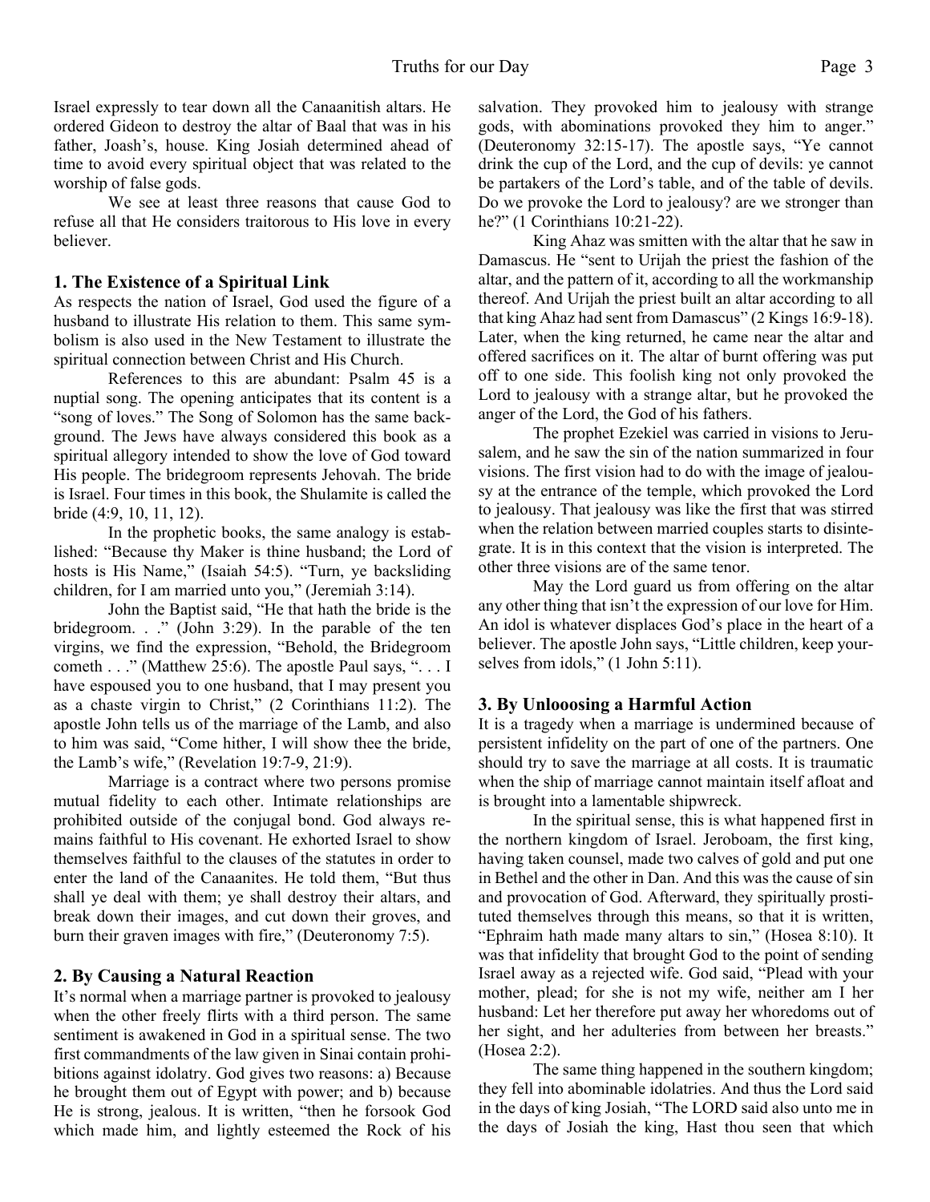Israel expressly to tear down all the Canaanitish altars. He ordered Gideon to destroy the altar of Baal that was in his father, Joash's, house. King Josiah determined ahead of time to avoid every spiritual object that was related to the worship of false gods.

We see at least three reasons that cause God to refuse all that He considers traitorous to His love in every believer.

### 1. The Existence of a Spiritual Link

As respects the nation of Israel, God used the figure of a husband to illustrate His relation to them. This same symbolism is also used in the New Testament to illustrate the spiritual connection between Christ and His Church.

References to this are abundant: Psalm 45 is a nuptial song. The opening anticipates that its content is a "song of loves." The Song of Solomon has the same background. The Jews have always considered this book as a spiritual allegory intended to show the love of God toward His people. The bridegroom represents Jehovah. The bride is Israel. Four times in this book, the Shulamite is called the bride (4:9, 10, 11, 12).

In the prophetic books, the same analogy is established: "Because thy Maker is thine husband; the Lord of hosts is His Name," (Isaiah 54:5). "Turn, ye backsliding children, for I am married unto you," (Jeremiah 3:14).

John the Baptist said, "He that hath the bride is the bridegroom. . ." (John 3:29). In the parable of the ten virgins, we find the expression, "Behold, the Bridegroom cometh . . ." (Matthew 25:6). The apostle Paul says, ". . . I have espoused you to one husband, that I may present you as a chaste virgin to Christ," (2 Corinthians 11:2). The apostle John tells us of the marriage of the Lamb, and also to him was said, "Come hither, I will show thee the bride, the Lamb's wife," (Revelation 19:7-9, 21:9).

Marriage is a contract where two persons promise mutual fidelity to each other. Intimate relationships are prohibited outside of the conjugal bond. God always remains faithful to His covenant. He exhorted Israel to show themselves faithful to the clauses of the statutes in order to enter the land of the Canaanites. He told them, "But thus shall ye deal with them; ye shall destroy their altars, and break down their images, and cut down their groves, and burn their graven images with fire," (Deuteronomy 7:5).

### 2. By Causing a Natural Reaction

It's normal when a marriage partner is provoked to jealousy when the other freely flirts with a third person. The same sentiment is awakened in God in a spiritual sense. The two first commandments of the law given in Sinai contain prohibitions against idolatry. God gives two reasons: a) Because he brought them out of Egypt with power; and b) because He is strong, jealous. It is written, "then he forsook God which made him, and lightly esteemed the Rock of his salvation. They provoked him to jealousy with strange gods, with abominations provoked they him to anger." (Deuteronomy 32:15-17). The apostle says, "Ye cannot drink the cup of the Lord, and the cup of devils: ye cannot be partakers of the Lord's table, and of the table of devils. Do we provoke the Lord to jealousy? are we stronger than he?" (1 Corinthians 10:21-22).

King Ahaz was smitten with the altar that he saw in Damascus. He "sent to Urijah the priest the fashion of the altar, and the pattern of it, according to all the workmanship thereof. And Urijah the priest built an altar according to all that king Ahaz had sent from Damascus" (2 Kings 16:9-18). Later, when the king returned, he came near the altar and offered sacrifices on it. The altar of burnt offering was put off to one side. This foolish king not only provoked the Lord to jealousy with a strange altar, but he provoked the anger of the Lord, the God of his fathers.

The prophet Ezekiel was carried in visions to Jerusalem, and he saw the sin of the nation summarized in four visions. The first vision had to do with the image of jealousy at the entrance of the temple, which provoked the Lord to jealousy. That jealousy was like the first that was stirred when the relation between married couples starts to disintegrate. It is in this context that the vision is interpreted. The other three visions are of the same tenor.

May the Lord guard us from offering on the altar any other thing that isn't the expression of our love for Him. An idol is whatever displaces God's place in the heart of a believer. The apostle John says, "Little children, keep yourselves from idols," (1 John 5:11).

### 3. By Unlooosing a Harmful Action

It is a tragedy when a marriage is undermined because of persistent infidelity on the part of one of the partners. One should try to save the marriage at all costs. It is traumatic when the ship of marriage cannot maintain itself afloat and is brought into a lamentable shipwreck.

In the spiritual sense, this is what happened first in the northern kingdom of Israel. Jeroboam, the first king, having taken counsel, made two calves of gold and put one in Bethel and the other in Dan. And this was the cause of sin and provocation of God. Afterward, they spiritually prostituted themselves through this means, so that it is written, "Ephraim hath made many altars to sin," (Hosea 8:10). It was that infidelity that brought God to the point of sending Israel away as a rejected wife. God said, "Plead with your mother, plead; for she is not my wife, neither am I her husband: Let her therefore put away her whoredoms out of her sight, and her adulteries from between her breasts." (Hosea 2:2).

The same thing happened in the southern kingdom; they fell into abominable idolatries. And thus the Lord said in the days of king Josiah, "The LORD said also unto me in the days of Josiah the king, Hast thou seen that which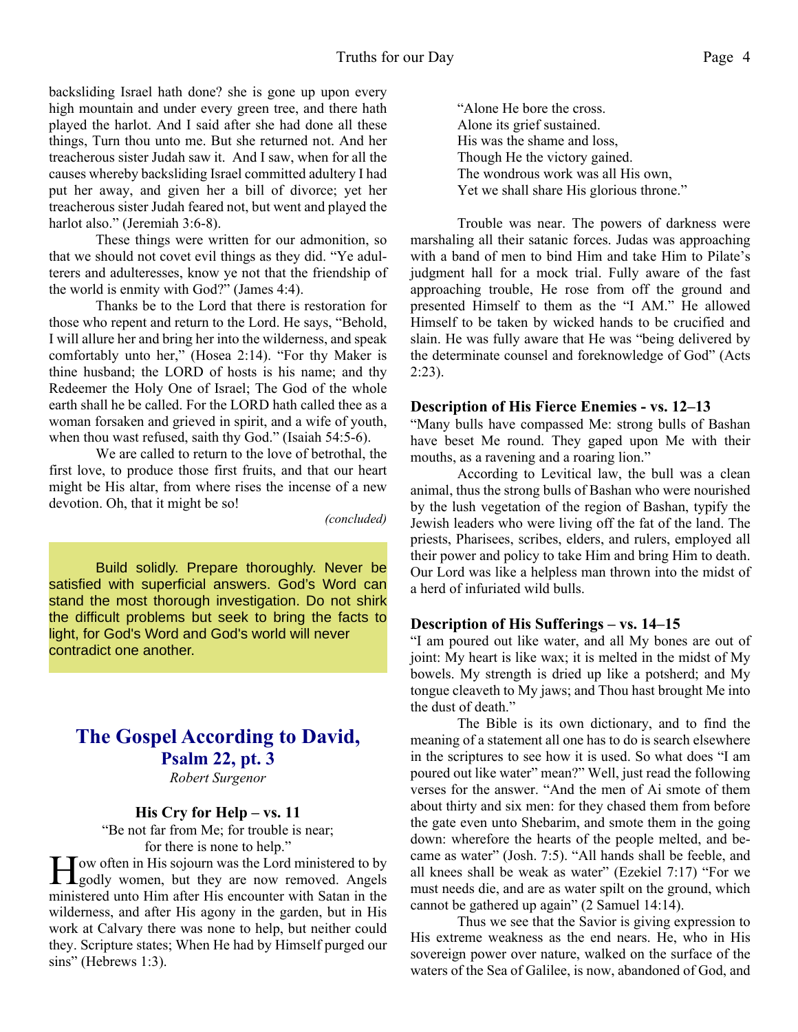backsliding Israel hath done? she is gone up upon every high mountain and under every green tree, and there hath played the harlot. And I said after she had done all these things, Turn thou unto me. But she returned not. And her treacherous sister Judah saw it. And I saw, when for all the causes whereby backsliding Israel committed adultery I had put her away, and given her a bill of divorce; yet her treacherous sister Judah feared not, but went and played the harlot also." (Jeremiah 3:6-8).

These things were written for our admonition, so that we should not covet evil things as they did. "Ye adulterers and adulteresses, know ye not that the friendship of the world is enmity with God?" (James 4:4).

Thanks be to the Lord that there is restoration for those who repent and return to the Lord. He says, "Behold, I will allure her and bring her into the wilderness, and speak comfortably unto her," (Hosea 2:14). "For thy Maker is thine husband; the LORD of hosts is his name; and thy Redeemer the Holy One of Israel; The God of the whole earth shall he be called. For the LORD hath called thee as a woman forsaken and grieved in spirit, and a wife of youth, when thou wast refused, saith thy God." (Isaiah 54:5-6).

We are called to return to the love of betrothal, the first love, to produce those first fruits, and that our heart might be His altar, from where rises the incense of a new devotion. Oh, that it might be so!

*(concluded)*

Build solidly. Prepare thoroughly. Never be satisfied with superficial answers. God's Word can stand the most thorough investigation. Do not shirk the difficult problems but seek to bring the facts to light, for God's Word and God's world will never contradict one another.

# The Gospel According to David, Psalm 22, pt. 3

*Robert Surgenor*

### His Cry for Help – vs. 11

"Be not far from Me; for trouble is near;
for there is none to help."

How often in His sojourn was the Lord ministered to by godly women, but they are now removed. Angels ministered unto Him after His encounter with Satan in the wilderness, and after His agony in the garden, but in His work at Calvary there was none to help, but neither could they. Scripture states; When He had by Himself purged our sins" (Hebrews 1:3).

"Alone He bore the cross.
Alone its grief sustained.
His was the shame and loss,
Though He the victory gained.
The wondrous work was all His own,
Yet we shall share His glorious throne."

Trouble was near. The powers of darkness were marshaling all their satanic forces. Judas was approaching with a band of men to bind Him and take Him to Pilate's judgment hall for a mock trial. Fully aware of the fast approaching trouble, He rose from off the ground and presented Himself to them as the "I AM." He allowed Himself to be taken by wicked hands to be crucified and slain. He was fully aware that He was "being delivered by the determinate counsel and foreknowledge of God" (Acts 2:23).

### Description of His Fierce Enemies - vs. 12–13

"Many bulls have compassed Me: strong bulls of Bashan have beset Me round. They gaped upon Me with their mouths, as a ravening and a roaring lion."

According to Levitical law, the bull was a clean animal, thus the strong bulls of Bashan who were nourished by the lush vegetation of the region of Bashan, typify the Jewish leaders who were living off the fat of the land. The priests, Pharisees, scribes, elders, and rulers, employed all their power and policy to take Him and bring Him to death. Our Lord was like a helpless man thrown into the midst of a herd of infuriated wild bulls.

### Description of His Sufferings – vs. 14–15

"I am poured out like water, and all My bones are out of joint: My heart is like wax; it is melted in the midst of My bowels. My strength is dried up like a potsherd; and My tongue cleaveth to My jaws; and Thou hast brought Me into the dust of death."

The Bible is its own dictionary, and to find the meaning of a statement all one has to do is search elsewhere in the scriptures to see how it is used. So what does "I am poured out like water" mean?" Well, just read the following verses for the answer. "And the men of Ai smote of them about thirty and six men: for they chased them from before the gate even unto Shebarim, and smote them in the going down: wherefore the hearts of the people melted, and became as water" (Josh. 7:5). "All hands shall be feeble, and all knees shall be weak as water" (Ezekiel 7:17) "For we must needs die, and are as water spilt on the ground, which cannot be gathered up again" (2 Samuel 14:14).

Thus we see that the Savior is giving expression to His extreme weakness as the end nears. He, who in His sovereign power over nature, walked on the surface of the waters of the Sea of Galilee, is now, abandoned of God, and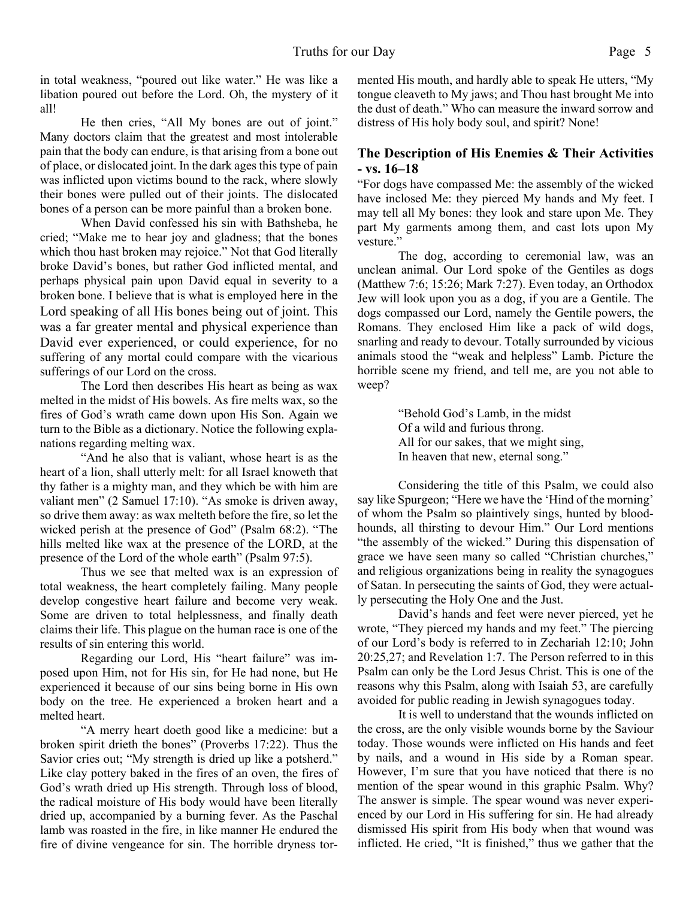in total weakness, "poured out like water." He was like a libation poured out before the Lord. Oh, the mystery of it all!

He then cries, "All My bones are out of joint." Many doctors claim that the greatest and most intolerable pain that the body can endure, is that arising from a bone out of place, or dislocated joint. In the dark ages this type of pain was inflicted upon victims bound to the rack, where slowly their bones were pulled out of their joints. The dislocated bones of a person can be more painful than a broken bone.

When David confessed his sin with Bathsheba, he cried; "Make me to hear joy and gladness; that the bones which thou hast broken may rejoice." Not that God literally broke David's bones, but rather God inflicted mental, and perhaps physical pain upon David equal in severity to a broken bone. I believe that is what is employed here in the Lord speaking of all His bones being out of joint. This was a far greater mental and physical experience than David ever experienced, or could experience, for no suffering of any mortal could compare with the vicarious sufferings of our Lord on the cross.

The Lord then describes His heart as being as wax melted in the midst of His bowels. As fire melts wax, so the fires of God's wrath came down upon His Son. Again we turn to the Bible as a dictionary. Notice the following explanations regarding melting wax.

"And he also that is valiant, whose heart is as the heart of a lion, shall utterly melt: for all Israel knoweth that thy father is a mighty man, and they which be with him are valiant men" (2 Samuel 17:10). "As smoke is driven away, so drive them away: as wax melteth before the fire, so let the wicked perish at the presence of God" (Psalm 68:2). "The hills melted like wax at the presence of the LORD, at the presence of the Lord of the whole earth" (Psalm 97:5).

Thus we see that melted wax is an expression of total weakness, the heart completely failing. Many people develop congestive heart failure and become very weak. Some are driven to total helplessness, and finally death claims their life. This plague on the human race is one of the results of sin entering this world.

Regarding our Lord, His "heart failure" was imposed upon Him, not for His sin, for He had none, but He experienced it because of our sins being borne in His own body on the tree. He experienced a broken heart and a melted heart.

"A merry heart doeth good like a medicine: but a broken spirit drieth the bones" (Proverbs 17:22). Thus the Savior cries out; "My strength is dried up like a potsherd." Like clay pottery baked in the fires of an oven, the fires of God's wrath dried up His strength. Through loss of blood, the radical moisture of His body would have been literally dried up, accompanied by a burning fever. As the Paschal lamb was roasted in the fire, in like manner He endured the fire of divine vengeance for sin. The horrible dryness tormented His mouth, and hardly able to speak He utters, "My tongue cleaveth to My jaws; and Thou hast brought Me into the dust of death." Who can measure the inward sorrow and distress of His holy body soul, and spirit? None!

### The Description of His Enemies & Their Activities - vs. 16–18

"For dogs have compassed Me: the assembly of the wicked have inclosed Me: they pierced My hands and My feet. I may tell all My bones: they look and stare upon Me. They part My garments among them, and cast lots upon My vesture."

The dog, according to ceremonial law, was an unclean animal. Our Lord spoke of the Gentiles as dogs (Matthew 7:6; 15:26; Mark 7:27). Even today, an Orthodox Jew will look upon you as a dog, if you are a Gentile. The dogs compassed our Lord, namely the Gentile powers, the Romans. They enclosed Him like a pack of wild dogs, snarling and ready to devour. Totally surrounded by vicious animals stood the "weak and helpless" Lamb. Picture the horrible scene my friend, and tell me, are you not able to weep?

> "Behold God's Lamb, in the midst
> Of a wild and furious throng.
> All for our sakes, that we might sing,
> In heaven that new, eternal song."

Considering the title of this Psalm, we could also say like Spurgeon; "Here we have the 'Hind of the morning' of whom the Psalm so plaintively sings, hunted by bloodhounds, all thirsting to devour Him." Our Lord mentions "the assembly of the wicked." During this dispensation of grace we have seen many so called "Christian churches," and religious organizations being in reality the synagogues of Satan. In persecuting the saints of God, they were actually persecuting the Holy One and the Just.

David's hands and feet were never pierced, yet he wrote, "They pierced my hands and my feet." The piercing of our Lord's body is referred to in Zechariah 12:10; John 20:25,27; and Revelation 1:7. The Person referred to in this Psalm can only be the Lord Jesus Christ. This is one of the reasons why this Psalm, along with Isaiah 53, are carefully avoided for public reading in Jewish synagogues today.

It is well to understand that the wounds inflicted on the cross, are the only visible wounds borne by the Saviour today. Those wounds were inflicted on His hands and feet by nails, and a wound in His side by a Roman spear. However, I'm sure that you have noticed that there is no mention of the spear wound in this graphic Psalm. Why? The answer is simple. The spear wound was never experienced by our Lord in His suffering for sin. He had already dismissed His spirit from His body when that wound was inflicted. He cried, "It is finished," thus we gather that the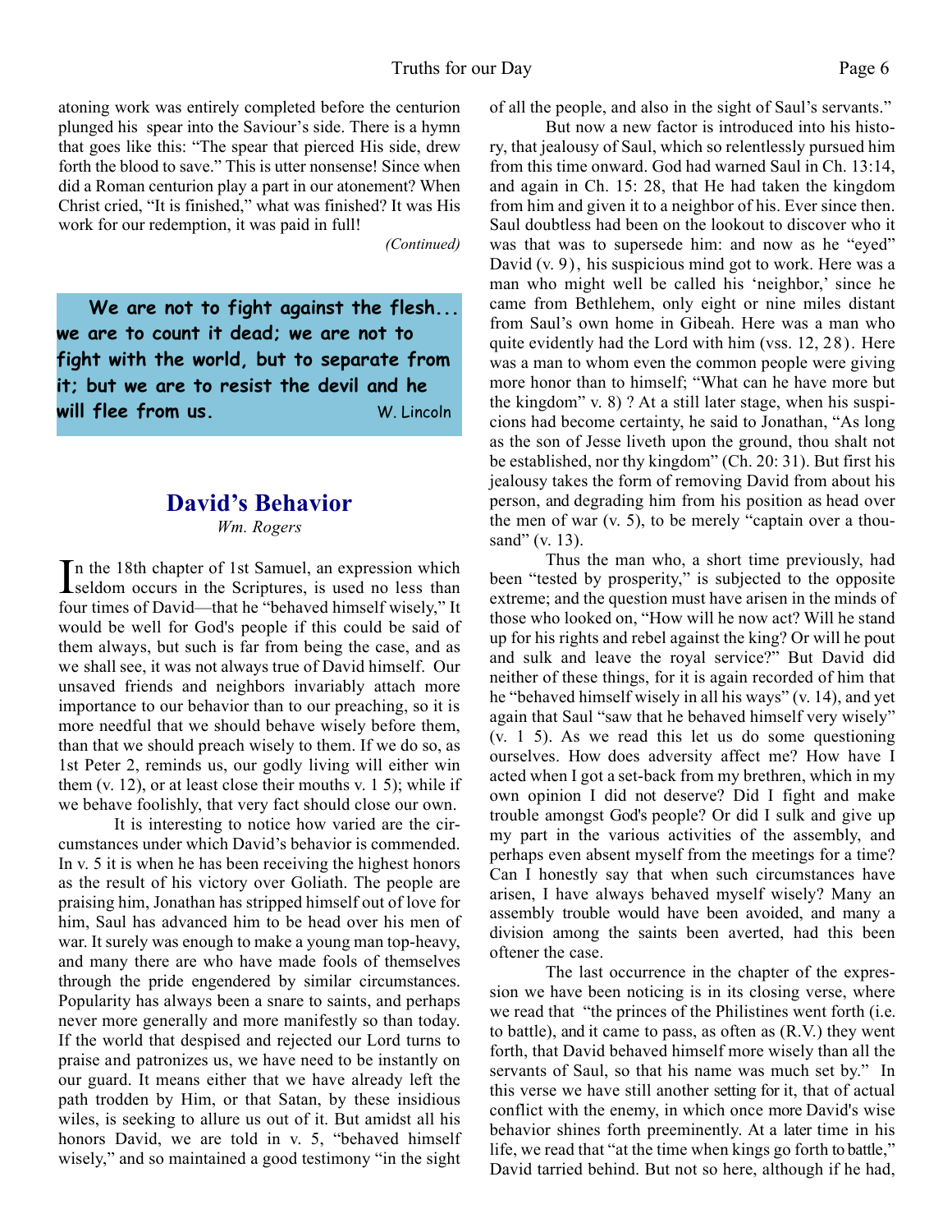atoning work was entirely completed before the centurion plunged his spear into the Saviour's side. There is a hymn that goes like this: "The spear that pierced His side, drew forth the blood to save." This is utter nonsense! Since when did a Roman centurion play a part in our atonement? When Christ cried, "It is finished," what was finished? It was His work for our redemption, it was paid in full!

*(Continued)*

**We are not to fight against the flesh... we are to count it dead; we are not to fight with the world, but to separate from it; but we are to resist the devil and he will flee from us.** W. Lincoln

## David's Behavior

*Wm. Rogers*

In the 18th chapter of 1st Samuel, an expression which seldom occurs in the Scriptures, is used no less than four times of David—that he "behaved himself wisely," It would be well for God's people if this could be said of them always, but such is far from being the case, and as we shall see, it was not always true of David himself. Our unsaved friends and neighbors invariably attach more importance to our behavior than to our preaching, so it is more needful that we should behave wisely before them, than that we should preach wisely to them. If we do so, as 1st Peter 2, reminds us, our godly living will either win them (v. 12), or at least close their mouths v. 1 5); while if we behave foolishly, that very fact should close our own.

It is interesting to notice how varied are the circumstances under which David's behavior is commended. In v. 5 it is when he has been receiving the highest honors as the result of his victory over Goliath. The people are praising him, Jonathan has stripped himself out of love for him, Saul has advanced him to be head over his men of war. It surely was enough to make a young man top-heavy, and many there are who have made fools of themselves through the pride engendered by similar circumstances. Popularity has always been a snare to saints, and perhaps never more generally and more manifestly so than today. If the world that despised and rejected our Lord turns to praise and patronizes us, we have need to be instantly on our guard. It means either that we have already left the path trodden by Him, or that Satan, by these insidious wiles, is seeking to allure us out of it. But amidst all his honors David, we are told in v. 5, "behaved himself wisely," and so maintained a good testimony "in the sight of all the people, and also in the sight of Saul's servants."

But now a new factor is introduced into his history, that jealousy of Saul, which so relentlessly pursued him from this time onward. God had warned Saul in Ch. 13:14, and again in Ch. 15: 28, that He had taken the kingdom from him and given it to a neighbor of his. Ever since then. Saul doubtless had been on the lookout to discover who it was that was to supersede him: and now as he "eyed" David (v. 9), his suspicious mind got to work. Here was a man who might well be called his 'neighbor,' since he came from Bethlehem, only eight or nine miles distant from Saul's own home in Gibeah. Here was a man who quite evidently had the Lord with him (vss. 12, 28). Here was a man to whom even the common people were giving more honor than to himself; "What can he have more but the kingdom" v. 8) ? At a still later stage, when his suspicions had become certainty, he said to Jonathan, "As long as the son of Jesse liveth upon the ground, thou shalt not be established, nor thy kingdom" (Ch. 20: 31). But first his jealousy takes the form of removing David from about his person, and degrading him from his position as head over the men of war (v. 5), to be merely "captain over a thousand" (v. 13).

Thus the man who, a short time previously, had been "tested by prosperity," is subjected to the opposite extreme; and the question must have arisen in the minds of those who looked on, "How will he now act? Will he stand up for his rights and rebel against the king? Or will he pout and sulk and leave the royal service?" But David did neither of these things, for it is again recorded of him that he "behaved himself wisely in all his ways" (v. 14), and yet again that Saul "saw that he behaved himself very wisely" (v. 1 5). As we read this let us do some questioning ourselves. How does adversity affect me? How have I acted when I got a set-back from my brethren, which in my own opinion I did not deserve? Did I fight and make trouble amongst God's people? Or did I sulk and give up my part in the various activities of the assembly, and perhaps even absent myself from the meetings for a time? Can I honestly say that when such circumstances have arisen, I have always behaved myself wisely? Many an assembly trouble would have been avoided, and many a division among the saints been averted, had this been oftener the case.

The last occurrence in the chapter of the expression we have been noticing is in its closing verse, where we read that "the princes of the Philistines went forth (i.e. to battle), and it came to pass, as often as (R.V.) they went forth, that David behaved himself more wisely than all the servants of Saul, so that his name was much set by." In this verse we have still another setting for it, that of actual conflict with the enemy, in which once more David's wise behavior shines forth preeminently. At a later time in his life, we read that "at the time when kings go forth to battle," David tarried behind. But not so here, although if he had,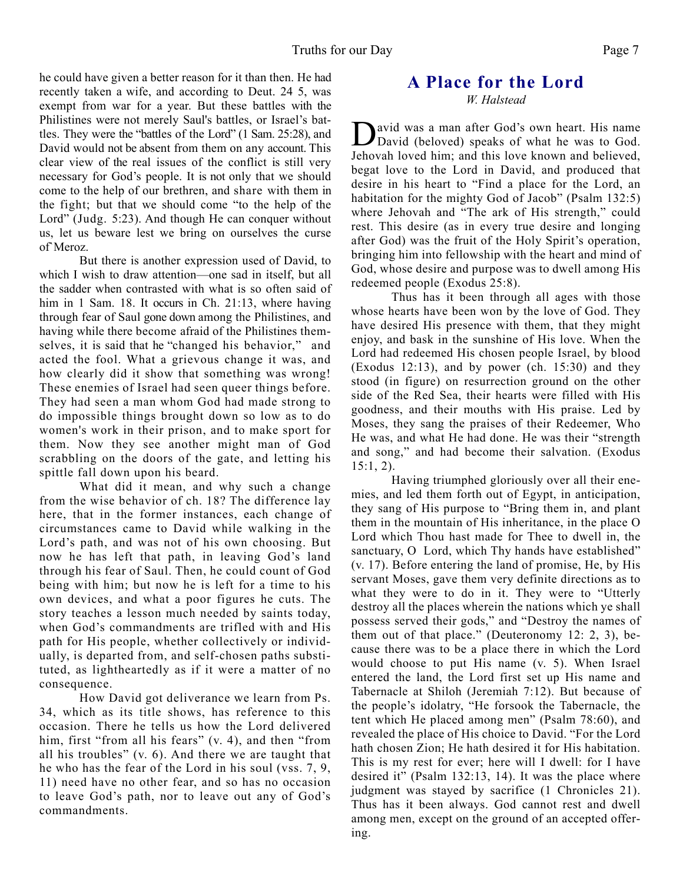he could have given a better reason for it than then. He had recently taken a wife, and according to Deut. 24 5, was exempt from war for a year. But these battles with the Philistines were not merely Saul's battles, or Israel's battles. They were the "battles of the Lord" (1 Sam. 25:28), and David would not be absent from them on any account. This clear view of the real issues of the conflict is still very necessary for God's people. It is not only that we should come to the help of our brethren, and share with them in the fight; but that we should come "to the help of the Lord" (Judg. 5:23). And though He can conquer without us, let us beware lest we bring on ourselves the curse of Meroz.

But there is another expression used of David, to which I wish to draw attention—one sad in itself, but all the sadder when contrasted with what is so often said of him in 1 Sam. 18. It occurs in Ch. 21:13, where having through fear of Saul gone down among the Philistines, and having while there become afraid of the Philistines themselves, it is said that he "changed his behavior," and acted the fool. What a grievous change it was, and how clearly did it show that something was wrong! These enemies of Israel had seen queer things before. They had seen a man whom God had made strong to do impossible things brought down so low as to do women's work in their prison, and to make sport for them. Now they see another might man of God scrabbling on the doors of the gate, and letting his spittle fall down upon his beard.

What did it mean, and why such a change from the wise behavior of ch. 18? The difference lay here, that in the former instances, each change of circumstances came to David while walking in the Lord's path, and was not of his own choosing. But now he has left that path, in leaving God's land through his fear of Saul. Then, he could count of God being with him; but now he is left for a time to his own devices, and what a poor figures he cuts. The story teaches a lesson much needed by saints today, when God's commandments are trifled with and His path for His people, whether collectively or individually, is departed from, and self-chosen paths substituted, as lightheartedly as if it were a matter of no consequence.

How David got deliverance we learn from Ps. 34, which as its title shows, has reference to this occasion. There he tells us how the Lord delivered him, first "from all his fears" (v. 4), and then "from all his troubles" (v. 6). And there we are taught that he who has the fear of the Lord in his soul (vss. 7, 9, 11) need have no other fear, and so has no occasion to leave God's path, nor to leave out any of God's commandments.

## A Place for the Lord

*W. Halstead*

David was a man after God's own heart. His name David (beloved) speaks of what he was to God. Jehovah loved him; and this love known and believed, begat love to the Lord in David, and produced that desire in his heart to "Find a place for the Lord, an habitation for the mighty God of Jacob" (Psalm 132:5) where Jehovah and "The ark of His strength," could rest. This desire (as in every true desire and longing after God) was the fruit of the Holy Spirit's operation, bringing him into fellowship with the heart and mind of God, whose desire and purpose was to dwell among His redeemed people (Exodus 25:8).

Thus has it been through all ages with those whose hearts have been won by the love of God. They have desired His presence with them, that they might enjoy, and bask in the sunshine of His love. When the Lord had redeemed His chosen people Israel, by blood (Exodus 12:13), and by power (ch. 15:30) and they stood (in figure) on resurrection ground on the other side of the Red Sea, their hearts were filled with His goodness, and their mouths with His praise. Led by Moses, they sang the praises of their Redeemer, Who He was, and what He had done. He was their "strength and song," and had become their salvation. (Exodus 15:1, 2).

Having triumphed gloriously over all their enemies, and led them forth out of Egypt, in anticipation, they sang of His purpose to "Bring them in, and plant them in the mountain of His inheritance, in the place O Lord which Thou hast made for Thee to dwell in, the sanctuary, O Lord, which Thy hands have established" (v. 17). Before entering the land of promise, He, by His servant Moses, gave them very definite directions as to what they were to do in it. They were to "Utterly destroy all the places wherein the nations which ye shall possess served their gods," and "Destroy the names of them out of that place." (Deuteronomy 12: 2, 3), because there was to be a place there in which the Lord would choose to put His name (v. 5). When Israel entered the land, the Lord first set up His name and Tabernacle at Shiloh (Jeremiah 7:12). But because of the people's idolatry, "He forsook the Tabernacle, the tent which He placed among men" (Psalm 78:60), and revealed the place of His choice to David. "For the Lord hath chosen Zion; He hath desired it for His habitation. This is my rest for ever; here will I dwell: for I have desired it" (Psalm 132:13, 14). It was the place where judgment was stayed by sacrifice (1 Chronicles 21). Thus has it been always. God cannot rest and dwell among men, except on the ground of an accepted offering.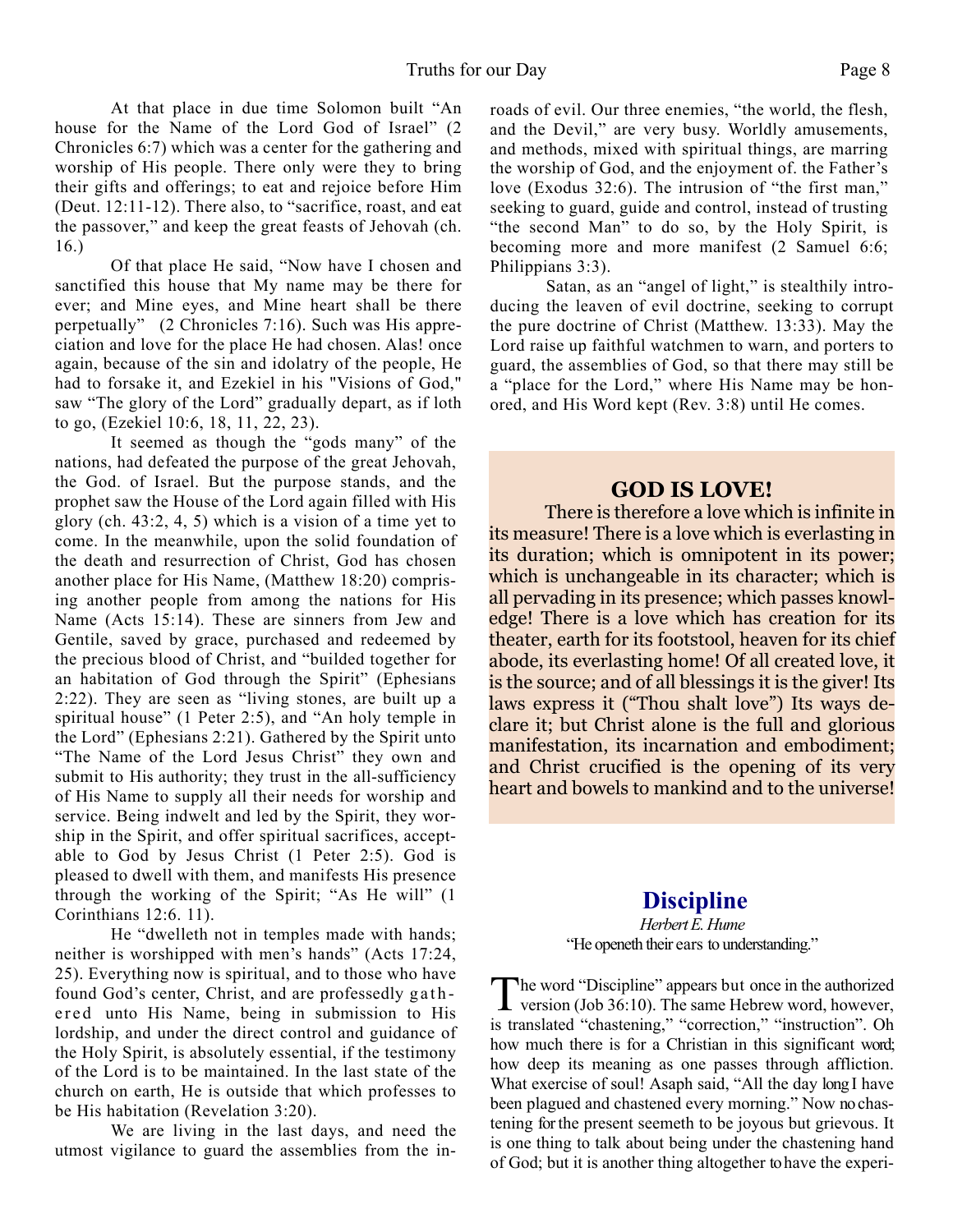At that place in due time Solomon built "An house for the Name of the Lord God of Israel" (2 Chronicles 6:7) which was a center for the gathering and worship of His people. There only were they to bring their gifts and offerings; to eat and rejoice before Him (Deut. 12:11-12). There also, to "sacrifice, roast, and eat the passover," and keep the great feasts of Jehovah (ch. 16.)

Of that place He said, "Now have I chosen and sanctified this house that My name may be there for ever; and Mine eyes, and Mine heart shall be there perpetually" (2 Chronicles 7:16). Such was His appreciation and love for the place He had chosen. Alas! once again, because of the sin and idolatry of the people, He had to forsake it, and Ezekiel in his "Visions of God," saw "The glory of the Lord" gradually depart, as if loth to go, (Ezekiel 10:6, 18, 11, 22, 23).

It seemed as though the "gods many" of the nations, had defeated the purpose of the great Jehovah, the God. of Israel. But the purpose stands, and the prophet saw the House of the Lord again filled with His glory (ch. 43:2, 4, 5) which is a vision of a time yet to come. In the meanwhile, upon the solid foundation of the death and resurrection of Christ, God has chosen another place for His Name, (Matthew 18:20) comprising another people from among the nations for His Name (Acts 15:14). These are sinners from Jew and Gentile, saved by grace, purchased and redeemed by the precious blood of Christ, and "builded together for an habitation of God through the Spirit" (Ephesians 2:22). They are seen as "living stones, are built up a spiritual house" (1 Peter 2:5), and "An holy temple in the Lord" (Ephesians 2:21). Gathered by the Spirit unto "The Name of the Lord Jesus Christ" they own and submit to His authority; they trust in the all-sufficiency of His Name to supply all their needs for worship and service. Being indwelt and led by the Spirit, they worship in the Spirit, and offer spiritual sacrifices, acceptable to God by Jesus Christ (1 Peter 2:5). God is pleased to dwell with them, and manifests His presence through the working of the Spirit; "As He will" (1 Corinthians 12:6. 11).

He "dwelleth not in temples made with hands; neither is worshipped with men's hands" (Acts 17:24, 25). Everything now is spiritual, and to those who have found God's center, Christ, and are professedly gathered unto His Name, being in submission to His lordship, and under the direct control and guidance of the Holy Spirit, is absolutely essential, if the testimony of the Lord is to be maintained. In the last state of the church on earth, He is outside that which professes to be His habitation (Revelation 3:20).

We are living in the last days, and need the utmost vigilance to guard the assemblies from the inroads of evil. Our three enemies, "the world, the flesh, and the Devil," are very busy. Worldly amusements, and methods, mixed with spiritual things, are marring the worship of God, and the enjoyment of. the Father's love (Exodus 32:6). The intrusion of "the first man," seeking to guard, guide and control, instead of trusting "the second Man" to do so, by the Holy Spirit, is becoming more and more manifest (2 Samuel 6:6; Philippians 3:3).

Satan, as an "angel of light," is stealthily introducing the leaven of evil doctrine, seeking to corrupt the pure doctrine of Christ (Matthew. 13:33). May the Lord raise up faithful watchmen to warn, and porters to guard, the assemblies of God, so that there may still be a "place for the Lord," where His Name may be honored, and His Word kept (Rev. 3:8) until He comes.

## GOD IS LOVE!

There is therefore a love which is infinite in its measure! There is a love which is everlasting in its duration; which is omnipotent in its power; which is unchangeable in its character; which is all pervading in its presence; which passes knowledge! There is a love which has creation for its theater, earth for its footstool, heaven for its chief abode, its everlasting home! Of all created love, it is the source; and of all blessings it is the giver! Its laws express it ("Thou shalt love") Its ways declare it; but Christ alone is the full and glorious manifestation, its incarnation and embodiment; and Christ crucified is the opening of its very heart and bowels to mankind and to the universe!

## Discipline

*Herbert E. Hume*

"He openeth their ears to understanding."

The word "Discipline" appears but once in the authorized version (Job 36:10). The same Hebrew word, however, is translated "chastening," "correction," "instruction". Oh how much there is for a Christian in this significant word; how deep its meaning as one passes through affliction. What exercise of soul! Asaph said, "All the day long I have been plagued and chastened every morning." Now no chastening for the present seemeth to be joyous but grievous. It is one thing to talk about being under the chastening hand of God; but it is another thing altogether to have the experi-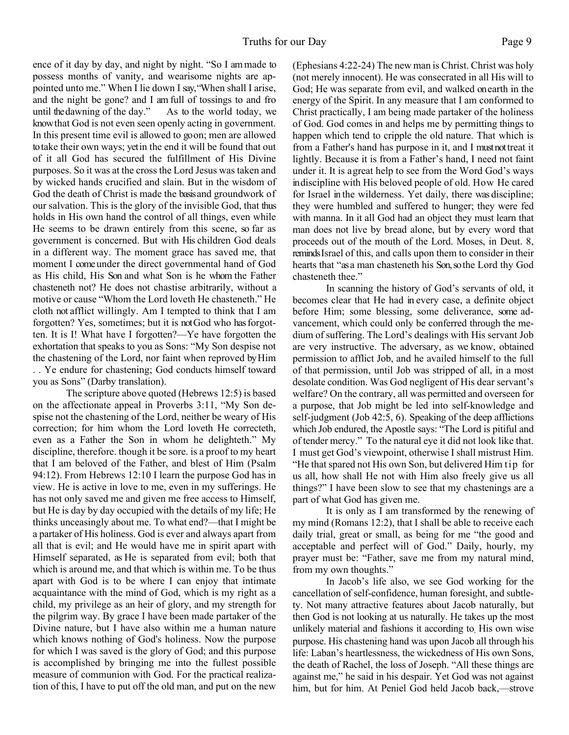ence of it day by day, and night by night. "So I am made to possess months of vanity, and wearisome nights are appointed unto me." When I lie down I say, "When shall I arise, and the night be gone? and I am full of tossings to and fro until the dawning of the day." As to the world today, we know that God is not even seen openly acting in government. In this present time evil is allowed to go on; men are allowed to take their own ways; yet in the end it will be found that out of it all God has secured the fulfillment of His Divine purposes. So it was at the cross the Lord Jesus was taken and by wicked hands crucified and slain. But in the wisdom of God the death of Christ is made the basis and groundwork of our salvation. This is the glory of the invisible God, that thus holds in His own hand the control of all things, even while He seems to be drawn entirely from this scene, so far as government is concerned. But with His children God deals in a different way. The moment grace has saved me, that moment I come under the direct governmental hand of God as His child, His Son and what Son is he whom the Father chasteneth not? He does not chastise arbitrarily, without a motive or cause "Whom the Lord loveth He chasteneth." He cloth not afflict willingly. Am I tempted to think that I am forgotten? Yes, sometimes; but it is not God who has forgotten. It is I! What have I forgotten?—Ye have forgotten the exhortation that speaks to you as Sons: "My Son despise not the chastening of the Lord, nor faint when reproved by Him . . Ye endure for chastening; God conducts himself toward you as Sons" (Darby translation).

The scripture above quoted (Hebrews 12:5) is based on the affectionate appeal in Proverbs 3:11, "My Son despise not the chastening of the Lord, neither be weary of His correction; for him whom the Lord loveth He correcteth, even as a Father the Son in whom he delighteth." My discipline, therefore. though it be sore. is a proof to my heart that I am beloved of the Father, and blest of Him (Psalm 94:12). From Hebrews 12:10 I learn the purpose God has in view. He is active in love to me, even in my sufferings. He has not only saved me and given me free access to Himself, but He is day by day occupied with the details of my life; He thinks unceasingly about me. To what end?—that I might be a partaker of His holiness. God is ever and always apart from all that is evil; and He would have me in spirit apart with Himself separated, as He is separated from evil; both that which is around me, and that which is within me. To be thus apart with God is to be where I can enjoy that intimate acquaintance with the mind of God, which is my right as a child, my privilege as an heir of glory, and my strength for the pilgrim way. By grace I have been made partaker of the Divine nature, but I have also within me a human nature which knows nothing of God's holiness. Now the purpose for which I was saved is the glory of God; and this purpose is accomplished by bringing me into the fullest possible measure of communion with God. For the practical realization of this, I have to put off the old man, and put on the new (Ephesians 4:22-24) The new man is Christ. Christ was holy (not merely innocent). He was consecrated in all His will to God; He was separate from evil, and walked on earth in the energy of the Spirit. In any measure that I am conformed to Christ practically, I am being made partaker of the holiness of God. God comes in and helps me by permitting things to happen which tend to cripple the old nature. That which is from a Father's hand has purpose in it, and I must not treat it lightly. Because it is from a Father's hand, I need not faint under it. It is a great help to see from the Word God's ways in discipline with His beloved people of old. How He cared for Israel in the wilderness. Yet daily, there was discipline; they were humbled and suffered to hunger; they were fed with manna. In it all God had an object they must learn that man does not live by bread alone, but by every word that proceeds out of the mouth of the Lord. Moses, in Deut. 8, reminds Israel of this, and calls upon them to consider in their hearts that "as a man chasteneth his Son, so the Lord thy God chasteneth thee."

In scanning the history of God's servants of old, it becomes clear that He had in every case, a definite object before Him; some blessing, some deliverance, some advancement, which could only be conferred through the medium of suffering. The Lord's dealings with His servant Job are very instructive. The adversary, as we know, obtained permission to afflict Job, and he availed himself to the full of that permission, until Job was stripped of all, in a most desolate condition. Was God negligent of His dear servant's welfare? On the contrary, all was permitted and overseen for a purpose, that Job might be led into self-knowledge and self-judgment (Job 42:5, 6). Speaking of the deep afflictions which Job endured, the Apostle says: "The Lord is pitiful and of tender mercy." To the natural eye it did not look like that. I must get God's viewpoint, otherwise I shall mistrust Him. "He that spared not His own Son, but delivered Him tip for us all, how shall He not with Him also freely give us all things?" I have been slow to see that my chastenings are a part of what God has given me.

It is only as I am transformed by the renewing of my mind (Romans 12:2), that I shall be able to receive each daily trial, great or small, as being for me "the good and acceptable and perfect will of God." Daily, hourly, my prayer must be: "Father, save me from my natural mind, from my own thoughts."

In Jacob's life also, we see God working for the cancellation of self-confidence, human foresight, and subtlety. Not many attractive features about Jacob naturally, but then God is not looking at us naturally. He takes up the most unlikely material and fashions it according to, His own wise purpose. His chastening hand was upon Jacob all through his life: Laban's heartlessness, the wickedness of His own Sons, the death of Rachel, the loss of Joseph. "All these things are against me," he said in his despair. Yet God was not against him, but for him. At Peniel God held Jacob back,—strove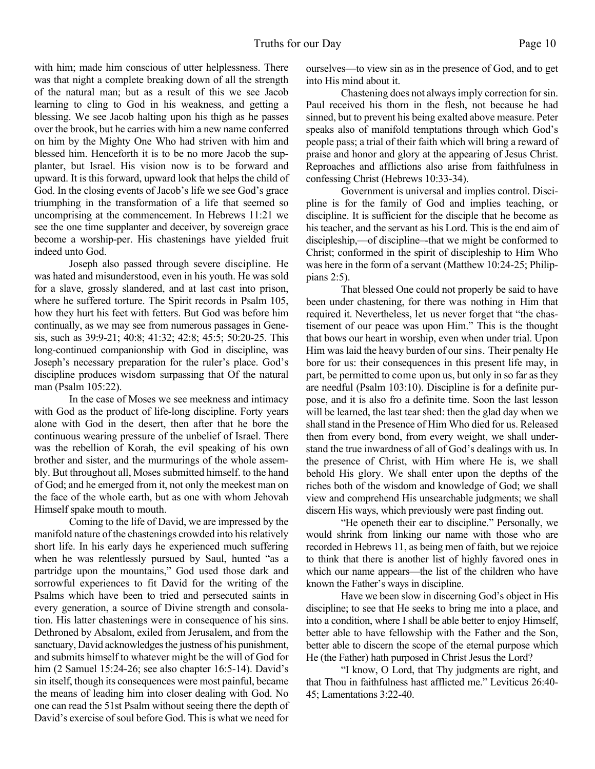with him; made him conscious of utter helplessness. There was that night a complete breaking down of all the strength of the natural man; but as a result of this we see Jacob learning to cling to God in his weakness, and getting a blessing. We see Jacob halting upon his thigh as he passes over the brook, but he carries with him a new name conferred on him by the Mighty One Who had striven with him and blessed him. Henceforth it is to be no more Jacob the supplanter, but Israel. His vision now is to be forward and upward. It is this forward, upward look that helps the child of God. In the closing events of Jacob's life we see God's grace triumphing in the transformation of a life that seemed so uncomprising at the commencement. In Hebrews 11:21 we see the one time supplanter and deceiver, by sovereign grace become a worship-per. His chastenings have yielded fruit indeed unto God.

Joseph also passed through severe discipline. He was hated and misunderstood, even in his youth. He was sold for a slave, grossly slandered, and at last cast into prison, where he suffered torture. The Spirit records in Psalm 105, how they hurt his feet with fetters. But God was before him continually, as we may see from numerous passages in Genesis, such as 39:9-21; 40:8; 41:32; 42:8; 45:5; 50:20-25. This long-continued companionship with God in discipline, was Joseph's necessary preparation for the ruler's place. God's discipline produces wisdom surpassing that Of the natural man (Psalm 105:22).

In the case of Moses we see meekness and intimacy with God as the product of life-long discipline. Forty years alone with God in the desert, then after that he bore the continuous wearing pressure of the unbelief of Israel. There was the rebellion of Korah, the evil speaking of his own brother and sister, and the murmurings of the whole assembly. But throughout all, Moses submitted himself. to the hand of God; and he emerged from it, not only the meekest man on the face of the whole earth, but as one with whom Jehovah Himself spake mouth to mouth.

Coming to the life of David, we are impressed by the manifold nature of the chastenings crowded into his relatively short life. In his early days he experienced much suffering when he was relentlessly pursued by Saul, hunted "as a partridge upon the mountains," God used those dark and sorrowful experiences to fit David for the writing of the Psalms which have been to tried and persecuted saints in every generation, a source of Divine strength and consolation. His latter chastenings were in consequence of his sins. Dethroned by Absalom, exiled from Jerusalem, and from the sanctuary, David acknowledges the justness of his punishment, and submits himself to whatever might be the will of God for him (2 Samuel 15:24-26; see also chapter 16:5-14). David's sin itself, though its consequences were most painful, became the means of leading him into closer dealing with God. No one can read the 51st Psalm without seeing there the depth of David's exercise of soul before God. This is what we need for ourselves—to view sin as in the presence of God, and to get into His mind about it.

Chastening does not always imply correction for sin. Paul received his thorn in the flesh, not because he had sinned, but to prevent his being exalted above measure. Peter speaks also of manifold temptations through which God's people pass; a trial of their faith which will bring a reward of praise and honor and glory at the appearing of Jesus Christ. Reproaches and afflictions also arise from faithfulness in confessing Christ (Hebrews 10:33-34).

Government is universal and implies control. Discipline is for the family of God and implies teaching, or discipline. It is sufficient for the disciple that he become as his teacher, and the servant as his Lord. This is the end aim of discipleship,—of discipline–-that we might be conformed to Christ; conformed in the spirit of discipleship to Him Who was here in the form of a servant (Matthew 10:24-25; Philippians 2:5).

That blessed One could not properly be said to have been under chastening, for there was nothing in Him that required it. Nevertheless, let us never forget that "the chastisement of our peace was upon Him." This is the thought that bows our heart in worship, even when under trial. Upon Him was laid the heavy burden of our sins. Their penalty He bore for us: their consequences in this present life may, in part, be permitted to come upon us, but only in so far as they are needful (Psalm 103:10). Discipline is for a definite purpose, and it is also fro a definite time. Soon the last lesson will be learned, the last tear shed: then the glad day when we shall stand in the Presence of Him Who died for us. Released then from every bond, from every weight, we shall understand the true inwardness of all of God's dealings with us. In the presence of Christ, with Him where He is, we shall behold His glory. We shall enter upon the depths of the riches both of the wisdom and knowledge of God; we shall view and comprehend His unsearchable judgments; we shall discern His ways, which previously were past finding out.

"He openeth their ear to discipline." Personally, we would shrink from linking our name with those who are recorded in Hebrews 11, as being men of faith, but we rejoice to think that there is another list of highly favored ones in which our name appears—the list of the children who have known the Father's ways in discipline.

Have we been slow in discerning God's object in His discipline; to see that He seeks to bring me into a place, and into a condition, where I shall be able better to enjoy Himself, better able to have fellowship with the Father and the Son, better able to discern the scope of the eternal purpose which He (the Father) hath purposed in Christ Jesus the Lord?

"I know, O Lord, that Thy judgments are right, and that Thou in faithfulness hast afflicted me." Leviticus 26:40-45; Lamentations 3:22-40.